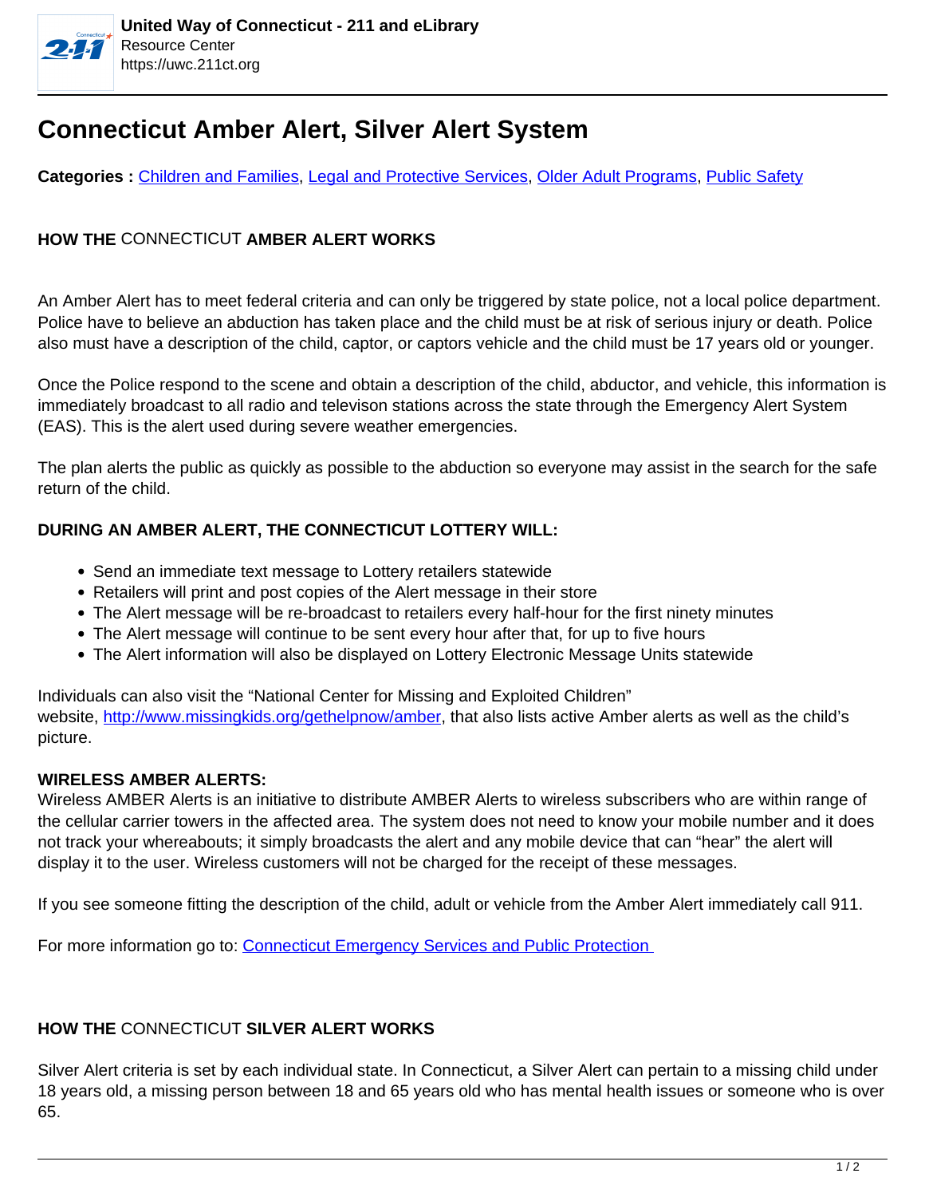# Connecticut Amber Alert, Silver Alert System

**Categories :** Children and Families, Legal and Protective Services, Older Adult Programs, Public Safety

**HOW THE** CONNECTICUT **AMBER ALERT WORKS**

An Amber Alert has to meet federal criteria and can only be triggered by state police, not a local police department. Police have to believe an abduction has taken place and the child must be at risk of serious injury or death. Police also must have a description of the child, captor, or captors vehicle and the child must be 17 years old or younger.

Once the Police respond to the scene and obtain a description of the child, abductor, and vehicle, this information is immediately broadcast to all radio and televison stations across the state through the Emergency Alert System (EAS). This is the alert used during severe weather emergencies.

The plan alerts the public as quickly as possible to the abduction so everyone may assist in the search for the safe return of the child.

**DURING AN AMBER ALERT, THE CONNECTICUT LOTTERY WILL:**

- Send an immediate text message to Lottery retailers statewide
- Retailers will print and post copies of the Alert message in their store
- The Alert message will be re-broadcast to retailers every half-hour for the first ninety minutes
- The Alert message will continue to be sent every hour after that, for up to five hours
- The Alert information will also be displayed on Lottery Electronic Message Units statewide

Individuals can also visit the "National Center for Missing and Exploited Children" website, http://www.missingkids.org/gethelpnow/amber, that also lists active Amber alerts as well as the child's picture.

**WIRELESS AMBER ALERTS:**
Wireless AMBER Alerts is an initiative to distribute AMBER Alerts to wireless subscribers who are within range of the cellular carrier towers in the affected area. The system does not need to know your mobile number and it does not track your whereabouts; it simply broadcasts the alert and any mobile device that can "hear" the alert will display it to the user. Wireless customers will not be charged for the receipt of these messages.

If you see someone fitting the description of the child, adult or vehicle from the Amber Alert immediately call 911.

For more information go to: Connecticut Emergency Services and Public Protection

**HOW THE** CONNECTICUT **SILVER ALERT WORKS**

Silver Alert criteria is set by each individual state. In Connecticut, a Silver Alert can pertain to a missing child under 18 years old, a missing person between 18 and 65 years old who has mental health issues or someone who is over 65.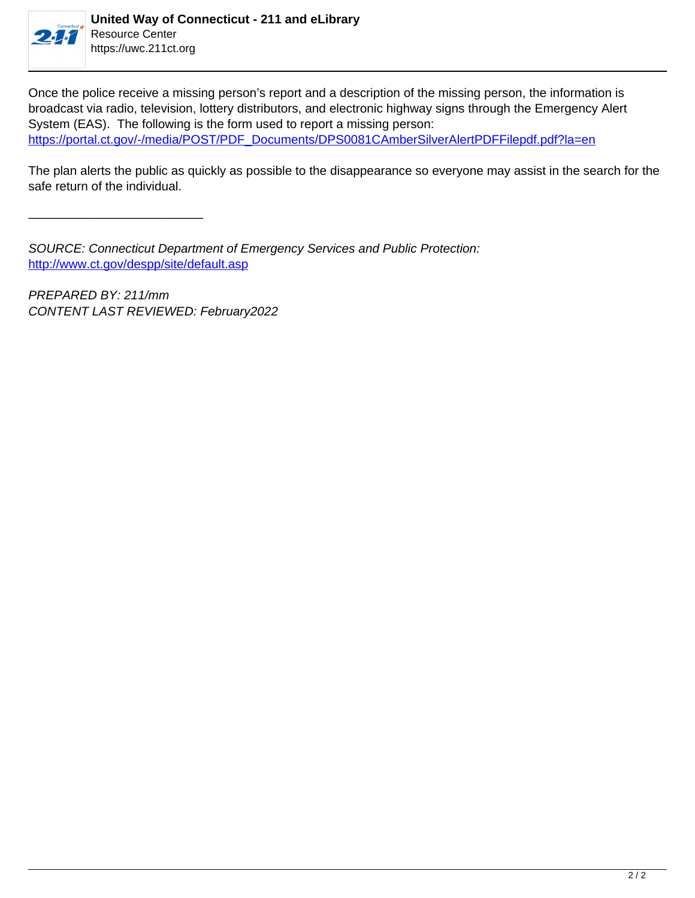Once the police receive a missing person's report and a description of the missing person, the information is broadcast via radio, television, lottery distributors, and electronic highway signs through the Emergency Alert System (EAS). The following is the form used to report a missing person: https://portal.ct.gov/-/media/POST/PDF_Documents/DPS0081CAmberSilverAlertPDFFilepdf.pdf?la=en

The plan alerts the public as quickly as possible to the disappearance so everyone may assist in the search for the safe return of the individual.

---

*SOURCE: Connecticut Department of Emergency Services and Public Protection:* http://www.ct.gov/despp/site/default.asp

*PREPARED BY: 211/mm*
*CONTENT LAST REVIEWED: February2022*